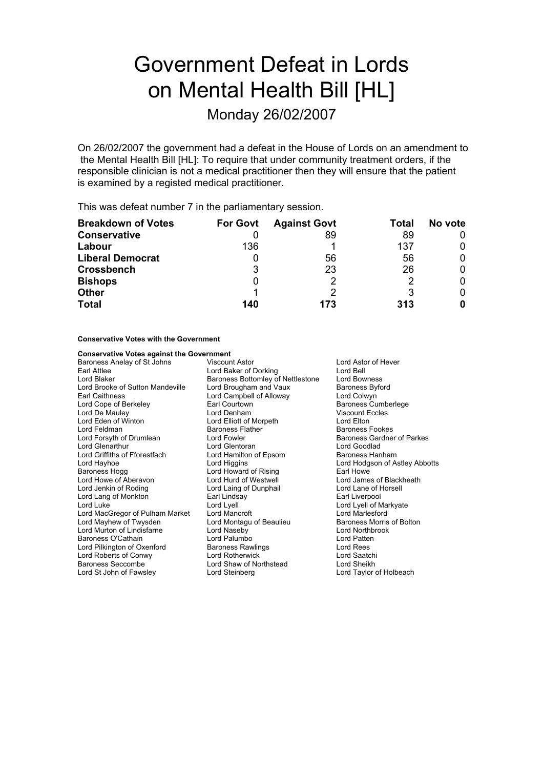# Government Defeat in Lords on Mental Health Bill [HL]

## Monday 26/02/2007

On 26/02/2007 the government had a defeat in the House of Lords on an amendment to the Mental Health Bill [HL]: To require that under community treatment orders, if the responsible clinician is not a medical practitioner then they will ensure that the patient is examined by a registed medical practitioner.

This was defeat number 7 in the parliamentary session.

| **Breakdown of Votes** | **For Govt** | **Against Govt** | **Total** | **No vote** |
|---|---|---|---|---|
| **Conservative** | 0 | 89 | 89 | 0 |
| **Labour** | 136 | 1 | 137 | 0 |
| **Liberal Democrat** | 0 | 56 | 56 | 0 |
| **Crossbench** | 3 | 23 | 26 | 0 |
| **Bishops** | 0 | 2 | 2 | 0 |
| **Other** | 1 | 2 | 3 | 0 |
| **Total** | **140** | **173** | **313** | **0** |

**Conservative Votes with the Government**

**Conservative Votes against the Government**

Baroness Anelay of St Johns
Viscount Astor
Lord Astor of Hever
Earl Attlee
Lord Baker of Dorking
Lord Bell
Lord Blaker
Baroness Bottomley of Nettlestone
Lord Bowness
Lord Brooke of Sutton Mandeville
Lord Brougham and Vaux
Baroness Byford
Earl Caithness
Lord Campbell of Alloway
Lord Colwyn
Lord Cope of Berkeley
Earl Courtown
Baroness Cumberlege
Lord De Mauley
Lord Denham
Viscount Eccles
Lord Eden of Winton
Lord Elliott of Morpeth
Lord Elton
Lord Feldman
Baroness Flather
Baroness Fookes
Lord Forsyth of Drumlean
Lord Fowler
Baroness Gardner of Parkes
Lord Glenarthur
Lord Glentoran
Lord Goodlad
Lord Griffiths of Fforestfach
Lord Hamilton of Epsom
Baroness Hanham
Lord Hayhoe
Lord Higgins
Lord Hodgson of Astley Abbotts
Baroness Hogg
Lord Howard of Rising
Earl Howe
Lord Howe of Aberavon
Lord Hurd of Westwell
Lord James of Blackheath
Lord Jenkin of Roding
Lord Laing of Dunphail
Lord Lane of Horsell
Lord Lang of Monkton
Earl Lindsay
Earl Liverpool
Lord Luke
Lord Lyell
Lord Lyell of Markyate
Lord MacGregor of Pulham Market
Lord Mancroft
Lord Marlesford
Lord Mayhew of Twysden
Lord Montagu of Beaulieu
Baroness Morris of Bolton
Lord Murton of Lindisfarne
Lord Naseby
Lord Northbrook
Baroness O'Cathain
Lord Palumbo
Lord Patten
Lord Pilkington of Oxenford
Baroness Rawlings
Lord Rees
Lord Roberts of Conwy
Lord Rotherwick
Lord Saatchi
Baroness Seccombe
Lord Shaw of Northstead
Lord Sheikh
Lord St John of Fawsley
Lord Steinberg
Lord Taylor of Holbeach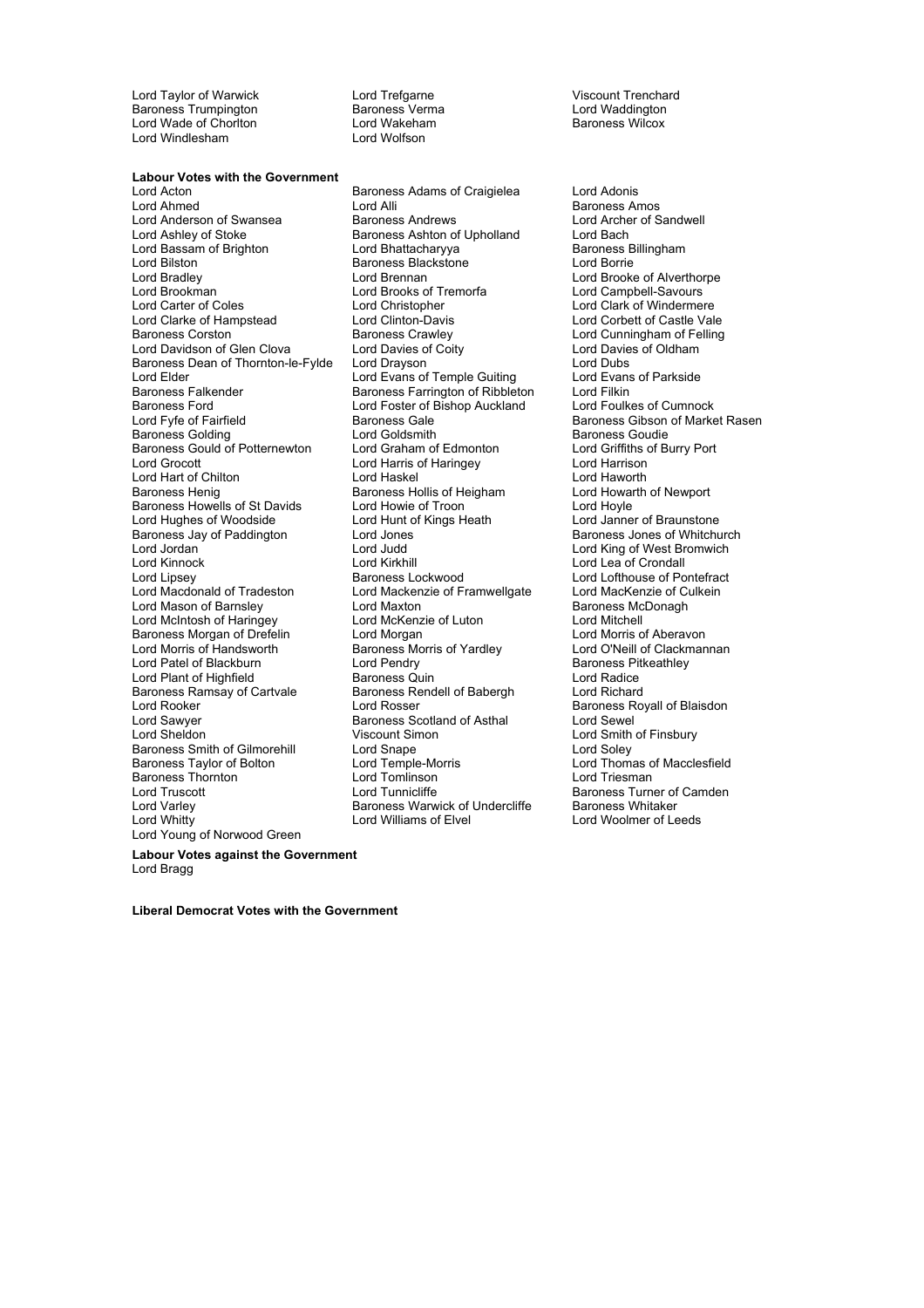Lord Taylor of Warwick
Lord Trefgarne
Viscount Trenchard
Baroness Trumpington
Baroness Verma
Lord Waddington
Lord Wade of Chorlton
Lord Wakeham
Baroness Wilcox
Lord Windlesham
Lord Wolfson

**Labour Votes with the Government**

Lord Acton
Baroness Adams of Craigielea
Lord Adonis
Lord Ahmed
Lord Alli
Baroness Amos
Lord Anderson of Swansea
Baroness Andrews
Lord Archer of Sandwell
Lord Ashley of Stoke
Baroness Ashton of Upholland
Lord Bach
Lord Bassam of Brighton
Lord Bhattacharyya
Baroness Billingham
Lord Bilston
Baroness Blackstone
Lord Borrie
Lord Bradley
Lord Brennan
Lord Brooke of Alverthorpe
Lord Brookman
Lord Brooks of Tremorfa
Lord Campbell-Savours
Lord Carter of Coles
Lord Christopher
Lord Clark of Windermere
Lord Clarke of Hampstead
Lord Clinton-Davis
Lord Corbett of Castle Vale
Baroness Corston
Baroness Crawley
Lord Cunningham of Felling
Lord Davidson of Glen Clova
Lord Davies of Coity
Lord Davies of Oldham
Baroness Dean of Thornton-le-Fylde
Lord Drayson
Lord Dubs
Lord Elder
Lord Evans of Temple Guiting
Lord Evans of Parkside
Baroness Falkender
Baroness Farrington of Ribbleton
Lord Filkin
Baroness Ford
Lord Foster of Bishop Auckland
Lord Foulkes of Cumnock
Lord Fyfe of Fairfield
Baroness Gale
Baroness Gibson of Market Rasen
Baroness Golding
Lord Goldsmith
Baroness Goudie
Baroness Gould of Potternewton
Lord Graham of Edmonton
Lord Griffiths of Burry Port
Lord Grocott
Lord Harris of Haringey
Lord Harrison
Lord Hart of Chilton
Lord Haskel
Lord Haworth
Baroness Henig
Baroness Hollis of Heigham
Lord Howarth of Newport
Baroness Howells of St Davids
Lord Howie of Troon
Lord Hoyle
Lord Hughes of Woodside
Lord Hunt of Kings Heath
Lord Janner of Braunstone
Baroness Jay of Paddington
Lord Jones
Baroness Jones of Whitchurch
Lord Jordan
Lord Judd
Lord King of West Bromwich
Lord Kinnock
Lord Kirkhill
Lord Lea of Crondall
Lord Lipsey
Baroness Lockwood
Lord Lofthouse of Pontefract
Lord Macdonald of Tradeston
Lord Mackenzie of Framwellgate
Lord MacKenzie of Culkein
Lord Mason of Barnsley
Lord Maxton
Baroness McDonagh
Lord McIntosh of Haringey
Lord McKenzie of Luton
Lord Mitchell
Baroness Morgan of Drefelin
Lord Morgan
Lord Morris of Aberavon
Lord Morris of Handsworth
Baroness Morris of Yardley
Lord O'Neill of Clackmannan
Lord Patel of Blackburn
Lord Pendry
Baroness Pitkeathley
Lord Plant of Highfield
Baroness Quin
Lord Radice
Baroness Ramsay of Cartvale
Baroness Rendell of Babergh
Lord Richard
Lord Rooker
Lord Rosser
Baroness Royall of Blaisdon
Lord Sawyer
Baroness Scotland of Asthal
Lord Sewel
Lord Sheldon
Viscount Simon
Lord Smith of Finsbury
Baroness Smith of Gilmorehill
Lord Snape
Lord Soley
Baroness Taylor of Bolton
Lord Temple-Morris
Lord Thomas of Macclesfield
Baroness Thornton
Lord Tomlinson
Lord Triesman
Lord Truscott
Lord Tunnicliffe
Baroness Turner of Camden
Lord Varley
Baroness Warwick of Undercliffe
Baroness Whitaker
Lord Whitty
Lord Williams of Elvel
Lord Woolmer of Leeds
Lord Young of Norwood Green

**Labour Votes against the Government**

Lord Bragg

**Liberal Democrat Votes with the Government**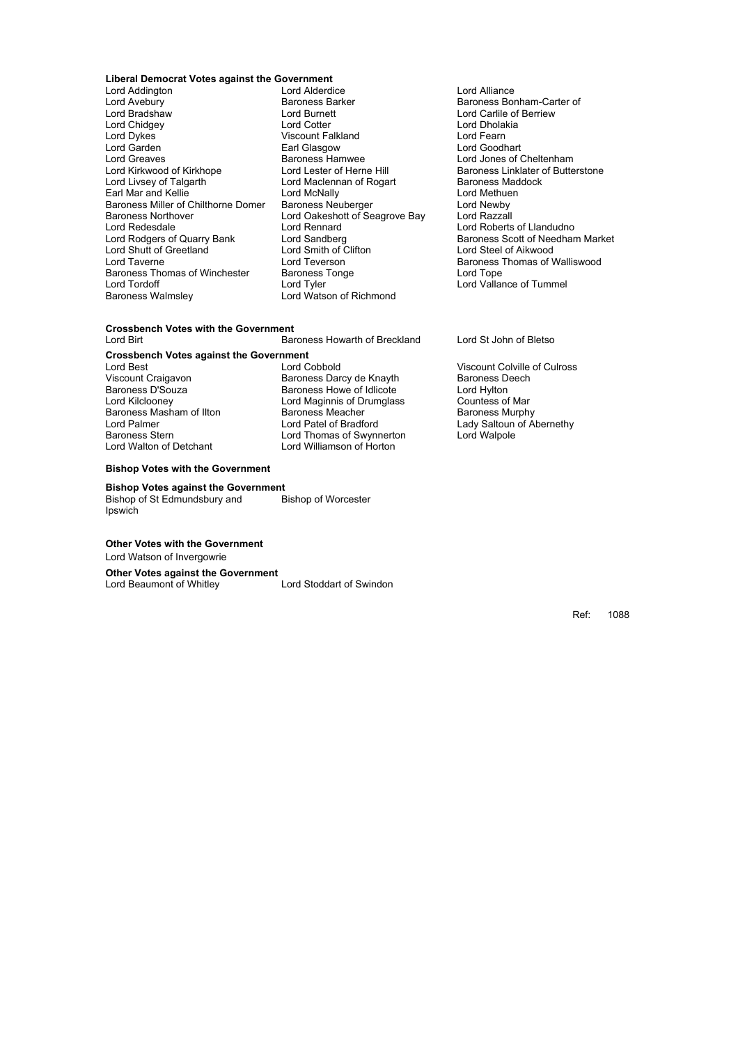**Liberal Democrat Votes against the Government**

Lord Addington
Lord Avebury
Lord Bradshaw
Lord Chidgey
Lord Dykes
Lord Garden
Lord Greaves
Lord Kirkwood of Kirkhope
Lord Livsey of Talgarth
Earl Mar and Kellie
Baroness Miller of Chilthorne Domer
Baroness Northover
Lord Redesdale
Lord Rodgers of Quarry Bank
Lord Shutt of Greetland
Lord Taverne
Baroness Thomas of Winchester
Lord Tordoff
Baroness Walmsley
Lord Alderdice
Baroness Barker
Lord Burnett
Lord Cotter
Viscount Falkland
Earl Glasgow
Baroness Hamwee
Lord Lester of Herne Hill
Lord Maclennan of Rogart
Lord McNally
Baroness Neuberger
Lord Oakeshott of Seagrove Bay
Lord Rennard
Lord Sandberg
Lord Smith of Clifton
Lord Teverson
Baroness Tonge
Lord Tyler
Lord Watson of Richmond
Lord Alliance
Baroness Bonham-Carter of
Lord Carlile of Berriew
Lord Dholakia
Lord Fearn
Lord Goodhart
Lord Jones of Cheltenham
Baroness Linklater of Butterstone
Baroness Maddock
Lord Methuen
Lord Newby
Lord Razzall
Lord Roberts of Llandudno
Baroness Scott of Needham Market
Lord Steel of Aikwood
Baroness Thomas of Walliswood
Lord Tope
Lord Vallance of Tummel

**Crossbench Votes with the Government**

Lord Birt
Baroness Howarth of Breckland
Lord St John of Bletso

**Crossbench Votes against the Government**

Lord Best
Viscount Craigavon
Baroness D'Souza
Lord Kilclooney
Baroness Masham of Ilton
Lord Palmer
Baroness Stern
Lord Walton of Detchant
Lord Cobbold
Baroness Darcy de Knayth
Baroness Howe of Idlicote
Lord Maginnis of Drumglass
Baroness Meacher
Lord Patel of Bradford
Lord Thomas of Swynnerton
Lord Williamson of Horton
Viscount Colville of Culross
Baroness Deech
Lord Hylton
Countess of Mar
Baroness Murphy
Lady Saltoun of Abernethy
Lord Walpole

**Bishop Votes with the Government**

**Bishop Votes against the Government**

Bishop of St Edmundsbury and Ipswich
Bishop of Worcester

**Other Votes with the Government**

Lord Watson of Invergowrie

**Other Votes against the Government**

Lord Beaumont of Whitley
Lord Stoddart of Swindon

Ref: 1088